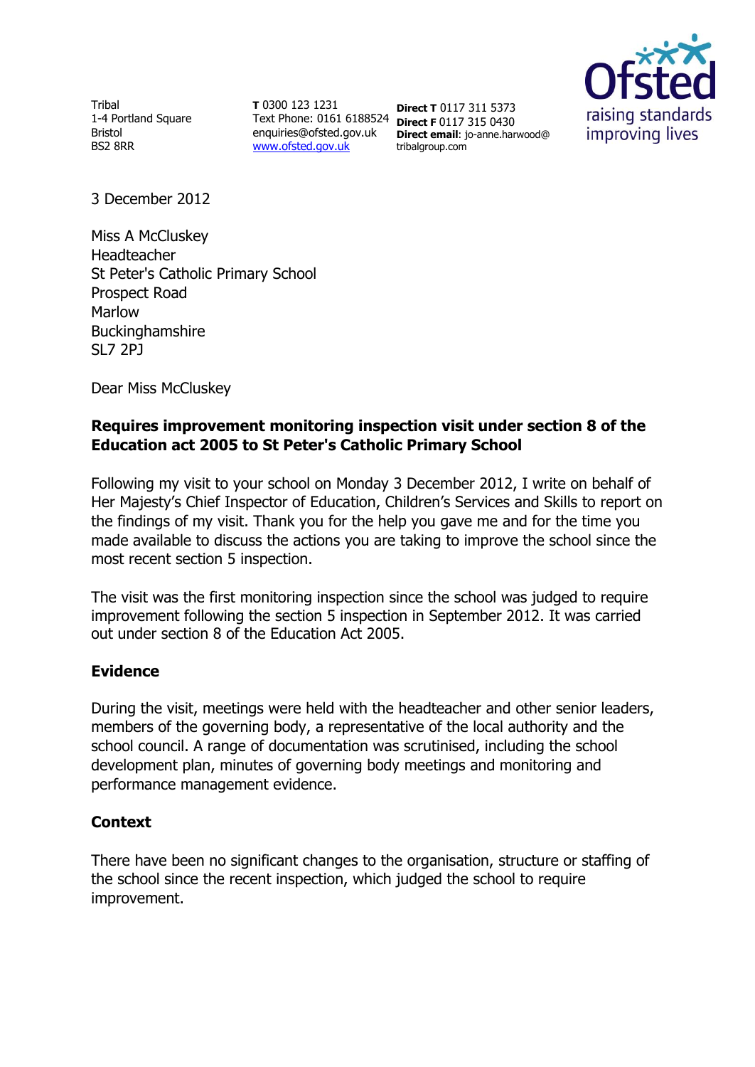Tribal
1-4 Portland Square
Bristol
BS2 8RR

**T** 0300 123 1231
Text Phone: 0161 6188524
enquiries@ofsted.gov.uk
www.ofsted.gov.uk

**Direct T** 0117 311 5373
**Direct F** 0117 315 0430
**Direct email**: jo-anne.harwood@tribalgroup.com

Ofsted
raising standards
improving lives

3 December 2012

Miss A McCluskey
Headteacher
St Peter's Catholic Primary School
Prospect Road
Marlow
Buckinghamshire
SL7 2PJ

Dear Miss McCluskey

**Requires improvement monitoring inspection visit under section 8 of the Education act 2005 to St Peter's Catholic Primary School**

Following my visit to your school on Monday 3 December 2012, I write on behalf of Her Majesty's Chief Inspector of Education, Children's Services and Skills to report on the findings of my visit. Thank you for the help you gave me and for the time you made available to discuss the actions you are taking to improve the school since the most recent section 5 inspection.

The visit was the first monitoring inspection since the school was judged to require improvement following the section 5 inspection in September 2012. It was carried out under section 8 of the Education Act 2005.

## Evidence

During the visit, meetings were held with the headteacher and other senior leaders, members of the governing body, a representative of the local authority and the school council. A range of documentation was scrutinised, including the school development plan, minutes of governing body meetings and monitoring and performance management evidence.

## Context

There have been no significant changes to the organisation, structure or staffing of the school since the recent inspection, which judged the school to require improvement.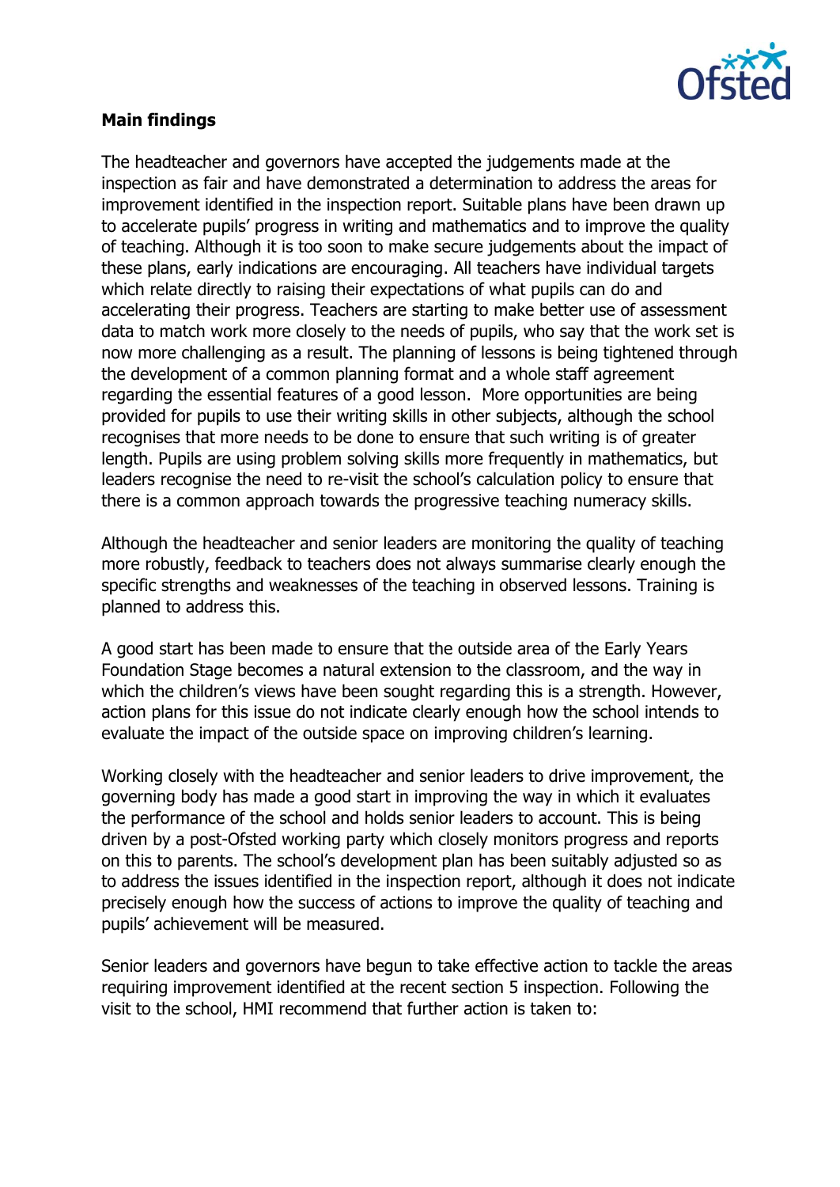### Main findings

The headteacher and governors have accepted the judgements made at the inspection as fair and have demonstrated a determination to address the areas for improvement identified in the inspection report. Suitable plans have been drawn up to accelerate pupils' progress in writing and mathematics and to improve the quality of teaching. Although it is too soon to make secure judgements about the impact of these plans, early indications are encouraging. All teachers have individual targets which relate directly to raising their expectations of what pupils can do and accelerating their progress. Teachers are starting to make better use of assessment data to match work more closely to the needs of pupils, who say that the work set is now more challenging as a result. The planning of lessons is being tightened through the development of a common planning format and a whole staff agreement regarding the essential features of a good lesson. More opportunities are being provided for pupils to use their writing skills in other subjects, although the school recognises that more needs to be done to ensure that such writing is of greater length. Pupils are using problem solving skills more frequently in mathematics, but leaders recognise the need to re-visit the school's calculation policy to ensure that there is a common approach towards the progressive teaching numeracy skills.

Although the headteacher and senior leaders are monitoring the quality of teaching more robustly, feedback to teachers does not always summarise clearly enough the specific strengths and weaknesses of the teaching in observed lessons. Training is planned to address this.

A good start has been made to ensure that the outside area of the Early Years Foundation Stage becomes a natural extension to the classroom, and the way in which the children's views have been sought regarding this is a strength. However, action plans for this issue do not indicate clearly enough how the school intends to evaluate the impact of the outside space on improving children's learning.

Working closely with the headteacher and senior leaders to drive improvement, the governing body has made a good start in improving the way in which it evaluates the performance of the school and holds senior leaders to account. This is being driven by a post-Ofsted working party which closely monitors progress and reports on this to parents. The school's development plan has been suitably adjusted so as to address the issues identified in the inspection report, although it does not indicate precisely enough how the success of actions to improve the quality of teaching and pupils' achievement will be measured.

Senior leaders and governors have begun to take effective action to tackle the areas requiring improvement identified at the recent section 5 inspection. Following the visit to the school, HMI recommend that further action is taken to: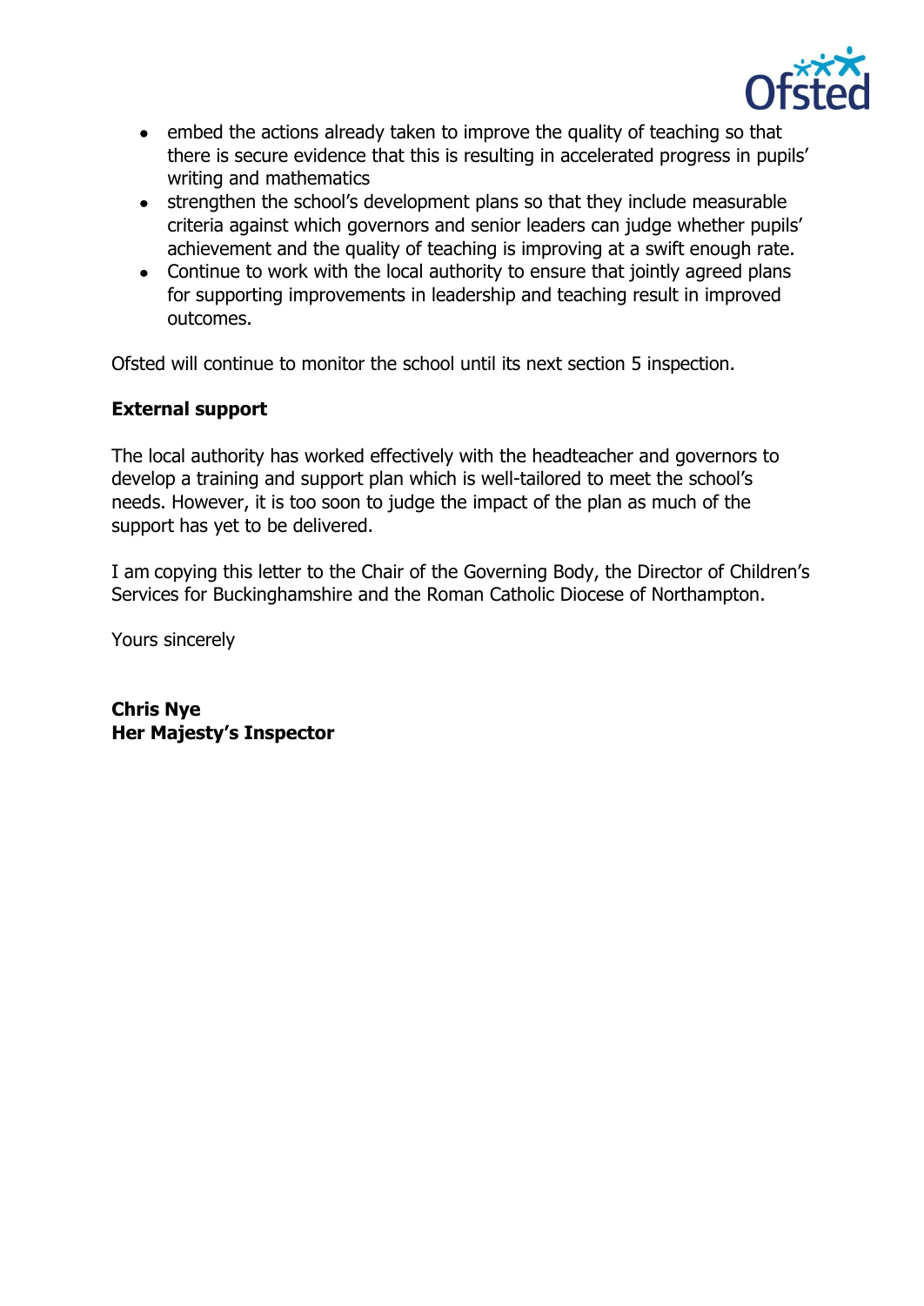- embed the actions already taken to improve the quality of teaching so that there is secure evidence that this is resulting in accelerated progress in pupils' writing and mathematics
- strengthen the school's development plans so that they include measurable criteria against which governors and senior leaders can judge whether pupils' achievement and the quality of teaching is improving at a swift enough rate.
- Continue to work with the local authority to ensure that jointly agreed plans for supporting improvements in leadership and teaching result in improved outcomes.

Ofsted will continue to monitor the school until its next section 5 inspection.

**External support**

The local authority has worked effectively with the headteacher and governors to develop a training and support plan which is well-tailored to meet the school's needs. However, it is too soon to judge the impact of the plan as much of the support has yet to be delivered.

I am copying this letter to the Chair of the Governing Body, the Director of Children's Services for Buckinghamshire and the Roman Catholic Diocese of Northampton.

Yours sincerely

**Chris Nye**
**Her Majesty's Inspector**